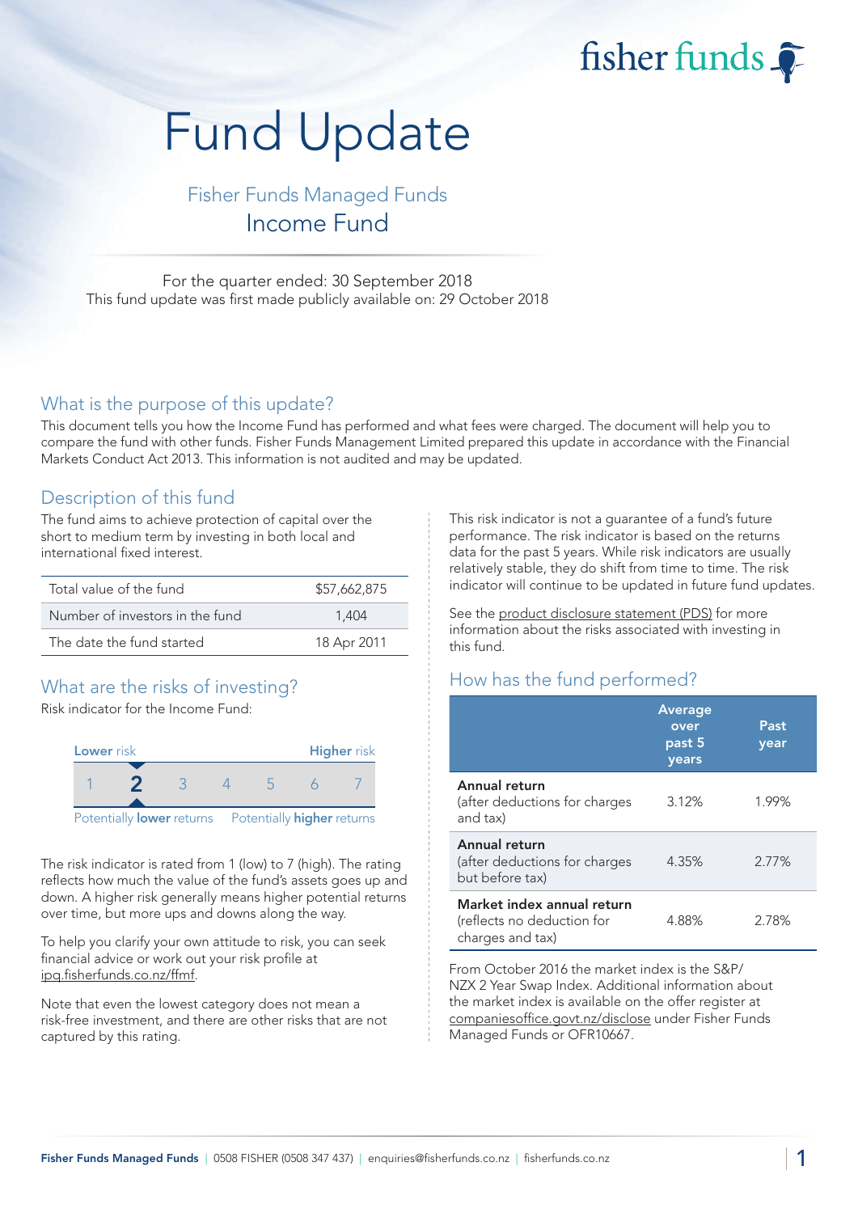# Fund Update

## Fisher Funds Managed Funds
## Income Fund

For the quarter ended: 30 September 2018
This fund update was first made publicly available on: 29 October 2018

## What is the purpose of this update?

This document tells you how the Income Fund has performed and what fees were charged. The document will help you to compare the fund with other funds. Fisher Funds Management Limited prepared this update in accordance with the Financial Markets Conduct Act 2013. This information is not audited and may be updated.

## Description of this fund

The fund aims to achieve protection of capital over the short to medium term by investing in both local and international fixed interest.

| | |
|---|---|
| Total value of the fund | $57,662,875 |
| Number of investors in the fund | 1,404 |
| The date the fund started | 18 Apr 2011 |

## What are the risks of investing?

Risk indicator for the Income Fund:

| Lower risk | | | | | | Higher risk |
|---|---|---|---|---|---|---|
| 1 | **2** | 3 | 4 | 5 | 6 | 7 |

Potentially **lower** returns — Potentially **higher** returns

The risk indicator is rated from 1 (low) to 7 (high). The rating reflects how much the value of the fund's assets goes up and down. A higher risk generally means higher potential returns over time, but more ups and downs along the way.

To help you clarify your own attitude to risk, you can seek financial advice or work out your risk profile at ipq.fisherfunds.co.nz/ffmf.

Note that even the lowest category does not mean a risk-free investment, and there are other risks that are not captured by this rating.

This risk indicator is not a guarantee of a fund's future performance. The risk indicator is based on the returns data for the past 5 years. While risk indicators are usually relatively stable, they do shift from time to time. The risk indicator will continue to be updated in future fund updates.

See the product disclosure statement (PDS) for more information about the risks associated with investing in this fund.

## How has the fund performed?

| | Average over past 5 years | Past year |
|---|---|---|
| **Annual return** (after deductions for charges and tax) | 3.12% | 1.99% |
| **Annual return** (after deductions for charges but before tax) | 4.35% | 2.77% |
| **Market index annual return** (reflects no deduction for charges and tax) | 4.88% | 2.78% |

From October 2016 the market index is the S&P/NZX 2 Year Swap Index. Additional information about the market index is available on the offer register at companiesoffice.govt.nz/disclose under Fisher Funds Managed Funds or OFR10667.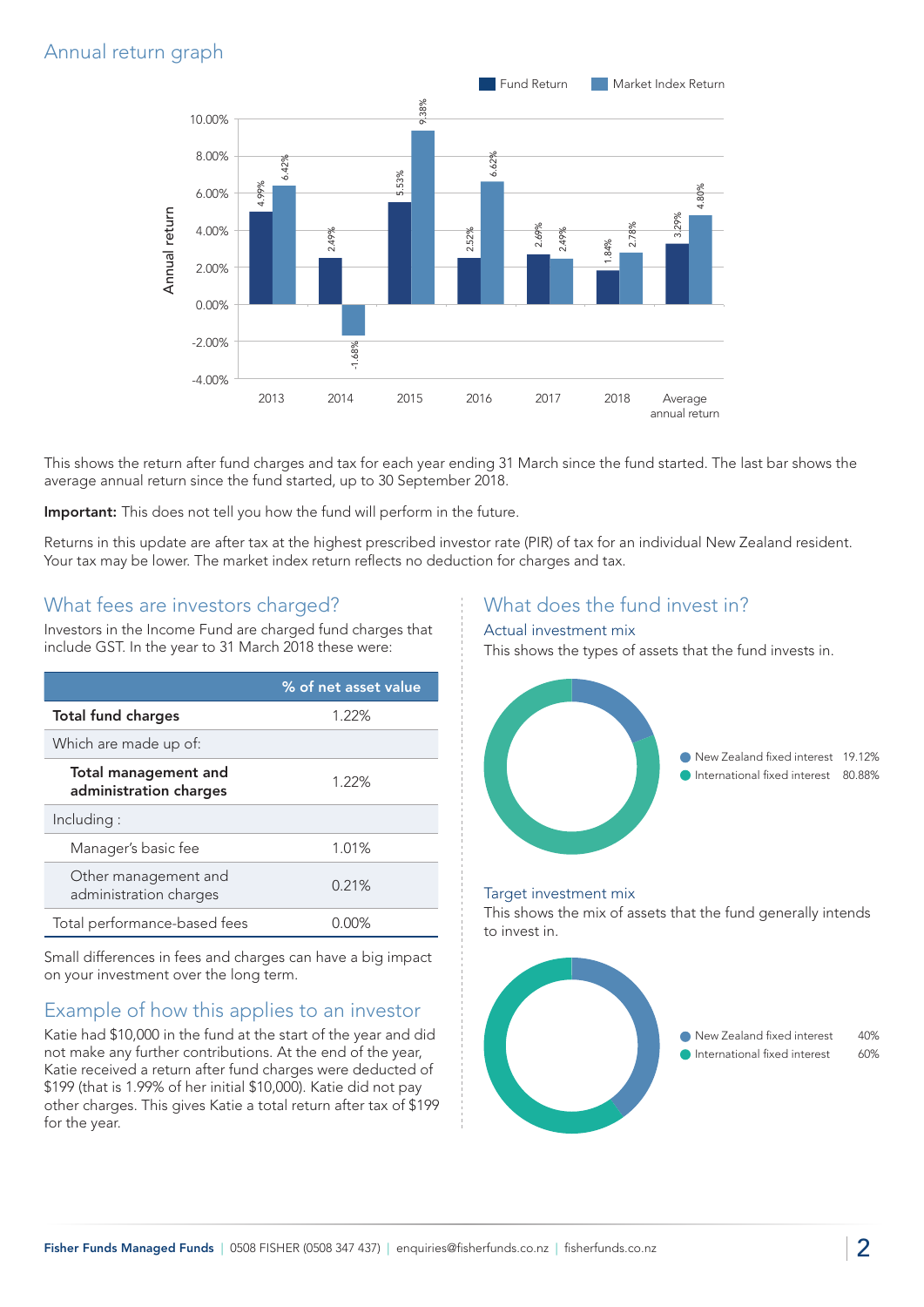## Annual return graph

| | 2013 | 2014 | 2015 | 2016 | 2017 | 2018 | Average annual return |
|---|---|---|---|---|---|---|---|
| Fund Return | 4.99% | 2.49% | 5.53% | 2.52% | 2.69% | 1.84% | 3.29% |
| Market Index Return | 6.42% | -1.68% | 9.38% | 6.62% | 2.49% | 2.78% | 4.80% |

This shows the return after fund charges and tax for each year ending 31 March since the fund started. The last bar shows the average annual return since the fund started, up to 30 September 2018.

**Important:** This does not tell you how the fund will perform in the future.

Returns in this update are after tax at the highest prescribed investor rate (PIR) of tax for an individual New Zealand resident. Your tax may be lower. The market index return reflects no deduction for charges and tax.

## What fees are investors charged?

Investors in the Income Fund are charged fund charges that include GST. In the year to 31 March 2018 these were:

| | % of net asset value |
|---|---|
| **Total fund charges** | 1.22% |
| Which are made up of: | |
| **Total management and administration charges** | 1.22% |
| Including : | |
| Manager's basic fee | 1.01% |
| Other management and administration charges | 0.21% |
| Total performance-based fees | 0.00% |

Small differences in fees and charges can have a big impact on your investment over the long term.

## Example of how this applies to an investor

Katie had $10,000 in the fund at the start of the year and did not make any further contributions. At the end of the year, Katie received a return after fund charges were deducted of $199 (that is 1.99% of her initial $10,000). Katie did not pay other charges. This gives Katie a total return after tax of $199 for the year.

## What does the fund invest in?

### Actual investment mix

This shows the types of assets that the fund invests in.

- New Zealand fixed interest 19.12%
- International fixed interest 80.88%

### Target investment mix

This shows the mix of assets that the fund generally intends to invest in.

- New Zealand fixed interest 40%
- International fixed interest 60%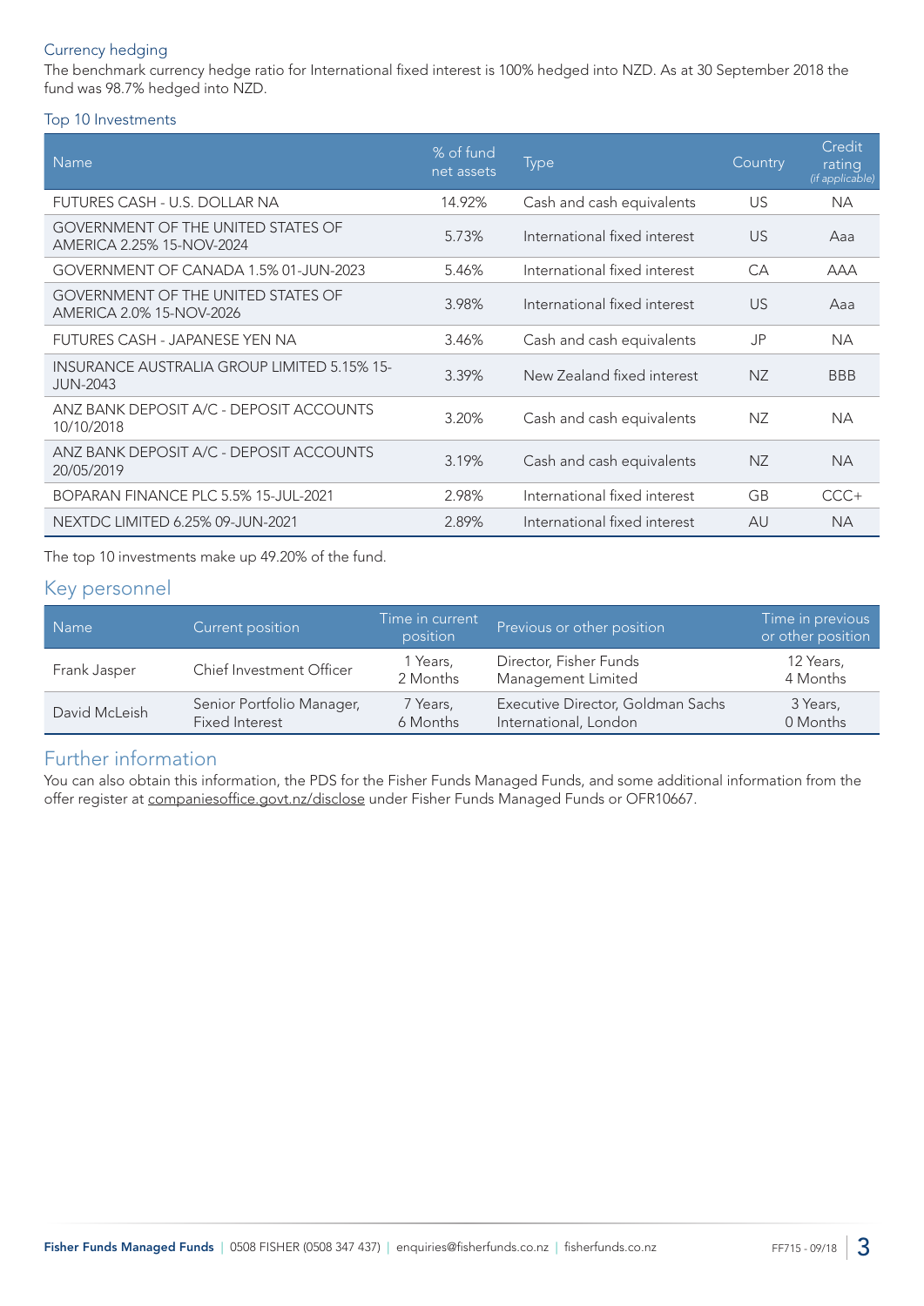### Currency hedging

The benchmark currency hedge ratio for International fixed interest is 100% hedged into NZD. As at 30 September 2018 the fund was 98.7% hedged into NZD.

### Top 10 Investments

| Name | % of fund net assets | Type | Country | Credit rating *(if applicable)* |
| --- | --- | --- | --- | --- |
| FUTURES CASH - U.S. DOLLAR NA | 14.92% | Cash and cash equivalents | US | NA |
| GOVERNMENT OF THE UNITED STATES OF AMERICA 2.25% 15-NOV-2024 | 5.73% | International fixed interest | US | Aaa |
| GOVERNMENT OF CANADA 1.5% 01-JUN-2023 | 5.46% | International fixed interest | CA | AAA |
| GOVERNMENT OF THE UNITED STATES OF AMERICA 2.0% 15-NOV-2026 | 3.98% | International fixed interest | US | Aaa |
| FUTURES CASH - JAPANESE YEN NA | 3.46% | Cash and cash equivalents | JP | NA |
| INSURANCE AUSTRALIA GROUP LIMITED 5.15% 15-JUN-2043 | 3.39% | New Zealand fixed interest | NZ | BBB |
| ANZ BANK DEPOSIT A/C - DEPOSIT ACCOUNTS 10/10/2018 | 3.20% | Cash and cash equivalents | NZ | NA |
| ANZ BANK DEPOSIT A/C - DEPOSIT ACCOUNTS 20/05/2019 | 3.19% | Cash and cash equivalents | NZ | NA |
| BOPARAN FINANCE PLC 5.5% 15-JUL-2021 | 2.98% | International fixed interest | GB | CCC+ |
| NEXTDC LIMITED 6.25% 09-JUN-2021 | 2.89% | International fixed interest | AU | NA |

The top 10 investments make up 49.20% of the fund.

## Key personnel

| Name | Current position | Time in current position | Previous or other position | Time in previous or other position |
| --- | --- | --- | --- | --- |
| Frank Jasper | Chief Investment Officer | 1 Years, 2 Months | Director, Fisher Funds Management Limited | 12 Years, 4 Months |
| David McLeish | Senior Portfolio Manager, Fixed Interest | 7 Years, 6 Months | Executive Director, Goldman Sachs International, London | 3 Years, 0 Months |

## Further information

You can also obtain this information, the PDS for the Fisher Funds Managed Funds, and some additional information from the offer register at companiesoffice.govt.nz/disclose under Fisher Funds Managed Funds or OFR10667.